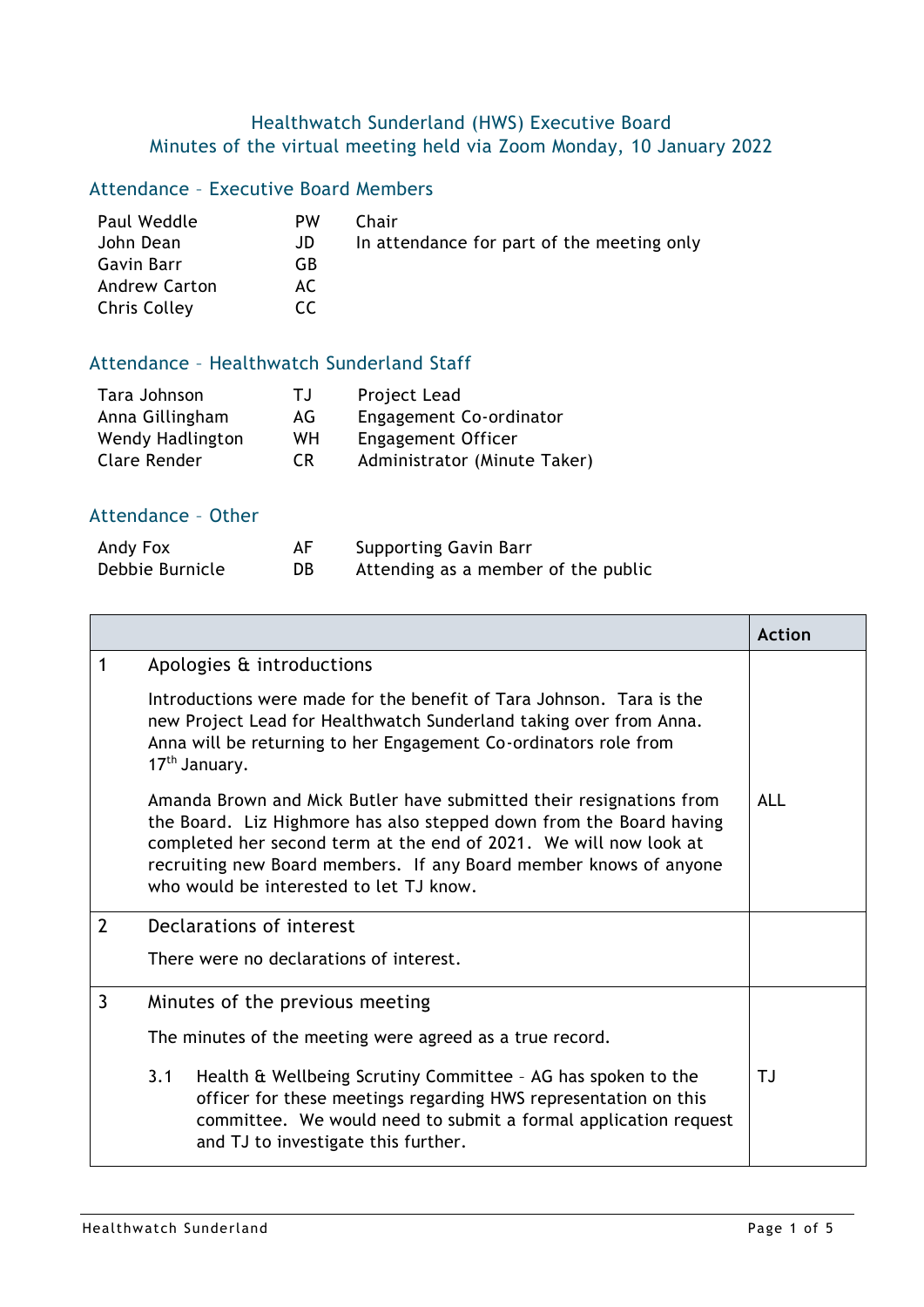# Healthwatch Sunderland (HWS) Executive Board
## Minutes of the virtual meeting held via Zoom Monday, 10 January 2022

### Attendance – Executive Board Members

| | | |
|---|---|---|
| Paul Weddle | PW | Chair |
| John Dean | JD | In attendance for part of the meeting only |
| Gavin Barr | GB | |
| Andrew Carton | AC | |
| Chris Colley | CC | |

### Attendance – Healthwatch Sunderland Staff

| | | |
|---|---|---|
| Tara Johnson | TJ | Project Lead |
| Anna Gillingham | AG | Engagement Co-ordinator |
| Wendy Hadlington | WH | Engagement Officer |
| Clare Render | CR | Administrator (Minute Taker) |

### Attendance – Other

| | | |
|---|---|---|
| Andy Fox | AF | Supporting Gavin Barr |
| Debbie Burnicle | DB | Attending as a member of the public |

| | | Action |
|---|---|---|
| 1 | **Apologies & introductions**<br><br>Introductions were made for the benefit of Tara Johnson. Tara is the new Project Lead for Healthwatch Sunderland taking over from Anna. Anna will be returning to her Engagement Co-ordinators role from 17th January.<br><br>Amanda Brown and Mick Butler have submitted their resignations from the Board. Liz Highmore has also stepped down from the Board having completed her second term at the end of 2021. We will now look at recruiting new Board members. If any Board member knows of anyone who would be interested to let TJ know. | ALL |
| 2 | **Declarations of interest**<br><br>There were no declarations of interest. | |
| 3 | **Minutes of the previous meeting**<br><br>The minutes of the meeting were agreed as a true record.<br><br>3.1 Health & Wellbeing Scrutiny Committee – AG has spoken to the officer for these meetings regarding HWS representation on this committee. We would need to submit a formal application request and TJ to investigate this further. | TJ |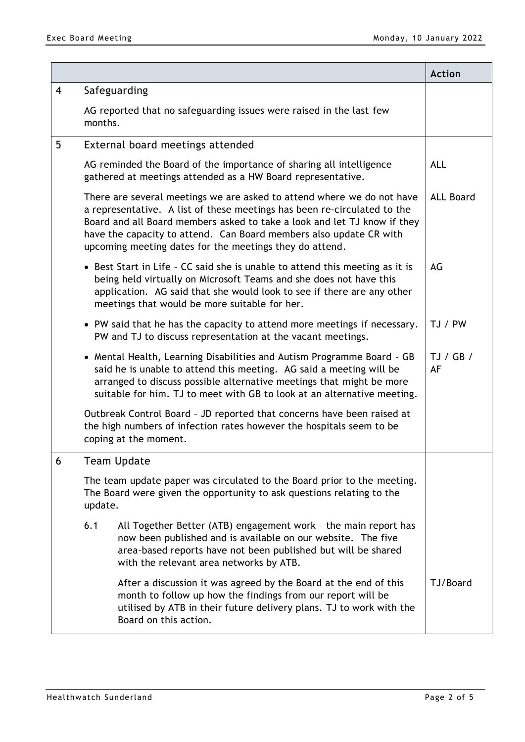| | | Action |
|---|---|---|
| 4 | Safeguarding<br><br>AG reported that no safeguarding issues were raised in the last few months. | |
| 5 | External board meetings attended | |
| | AG reminded the Board of the importance of sharing all intelligence gathered at meetings attended as a HW Board representative. | ALL |
| | There are several meetings we are asked to attend where we do not have a representative. A list of these meetings has been re-circulated to the Board and all Board members asked to take a look and let TJ know if they have the capacity to attend. Can Board members also update CR with upcoming meeting dates for the meetings they do attend. | ALL Board |
| | • Best Start in Life – CC said she is unable to attend this meeting as it is being held virtually on Microsoft Teams and she does not have this application. AG said that she would look to see if there are any other meetings that would be more suitable for her. | AG |
| | • PW said that he has the capacity to attend more meetings if necessary. PW and TJ to discuss representation at the vacant meetings. | TJ / PW |
| | • Mental Health, Learning Disabilities and Autism Programme Board – GB said he is unable to attend this meeting. AG said a meeting will be arranged to discuss possible alternative meetings that might be more suitable for him. TJ to meet with GB to look at an alternative meeting. | TJ / GB / AF |
| | Outbreak Control Board – JD reported that concerns have been raised at the high numbers of infection rates however the hospitals seem to be coping at the moment. | |
| 6 | Team Update | |
| | The team update paper was circulated to the Board prior to the meeting. The Board were given the opportunity to ask questions relating to the update. | |
| | 6.1 All Together Better (ATB) engagement work – the main report has now been published and is available on our website. The five area-based reports have not been published but will be shared with the relevant area networks by ATB. | |
| | After a discussion it was agreed by the Board at the end of this month to follow up how the findings from our report will be utilised by ATB in their future delivery plans. TJ to work with the Board on this action. | TJ/Board |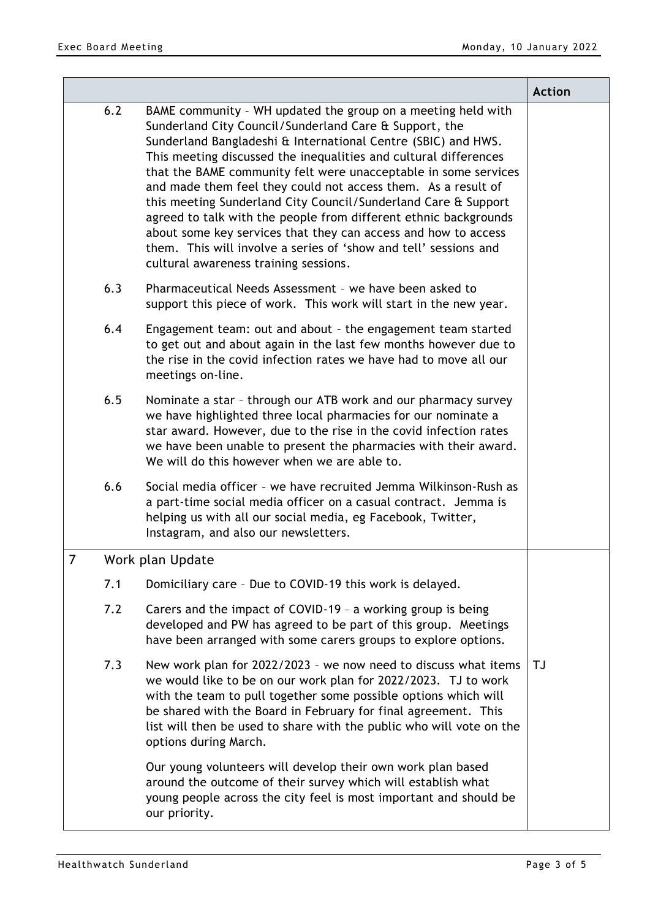| | | | Action |
|---|---|---|---|
| | 6.2 | BAME community – WH updated the group on a meeting held with Sunderland City Council/Sunderland Care & Support, the Sunderland Bangladeshi & International Centre (SBIC) and HWS. This meeting discussed the inequalities and cultural differences that the BAME community felt were unacceptable in some services and made them feel they could not access them. As a result of this meeting Sunderland City Council/Sunderland Care & Support agreed to talk with the people from different ethnic backgrounds about some key services that they can access and how to access them. This will involve a series of 'show and tell' sessions and cultural awareness training sessions. | |
| | 6.3 | Pharmaceutical Needs Assessment – we have been asked to support this piece of work. This work will start in the new year. | |
| | 6.4 | Engagement team: out and about – the engagement team started to get out and about again in the last few months however due to the rise in the covid infection rates we have had to move all our meetings on-line. | |
| | 6.5 | Nominate a star – through our ATB work and our pharmacy survey we have highlighted three local pharmacies for our nominate a star award. However, due to the rise in the covid infection rates we have been unable to present the pharmacies with their award. We will do this however when we are able to. | |
| | 6.6 | Social media officer – we have recruited Jemma Wilkinson-Rush as a part-time social media officer on a casual contract. Jemma is helping us with all our social media, eg Facebook, Twitter, Instagram, and also our newsletters. | |
| 7 | Work plan Update | | |
| | 7.1 | Domiciliary care – Due to COVID-19 this work is delayed. | |
| | 7.2 | Carers and the impact of COVID-19 – a working group is being developed and PW has agreed to be part of this group. Meetings have been arranged with some carers groups to explore options. | |
| | 7.3 | New work plan for 2022/2023 – we now need to discuss what items we would like to be on our work plan for 2022/2023. TJ to work with the team to pull together some possible options which will be shared with the Board in February for final agreement. This list will then be used to share with the public who will vote on the options during March.<br><br>Our young volunteers will develop their own work plan based around the outcome of their survey which will establish what young people across the city feel is most important and should be our priority. | TJ |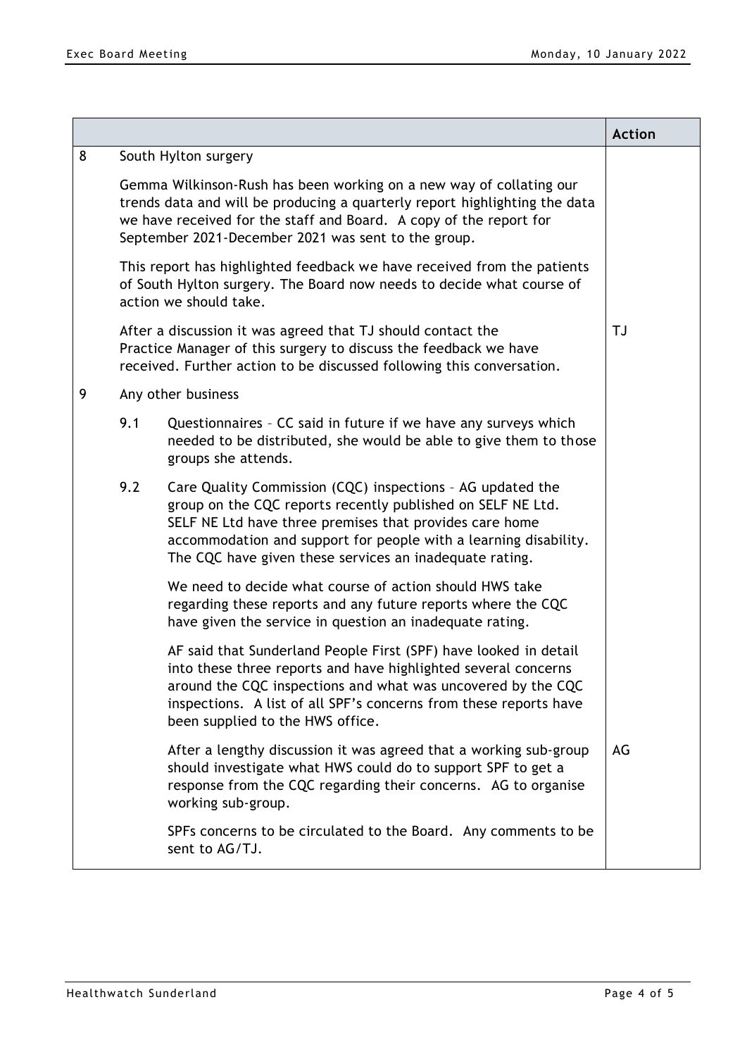| | | | Action |
|---|---|---|---|
| 8 | South Hylton surgery | | |
| | Gemma Wilkinson-Rush has been working on a new way of collating our trends data and will be producing a quarterly report highlighting the data we have received for the staff and Board. A copy of the report for September 2021-December 2021 was sent to the group. | | |
| | This report has highlighted feedback we have received from the patients of South Hylton surgery. The Board now needs to decide what course of action we should take. | | |
| | After a discussion it was agreed that TJ should contact the Practice Manager of this surgery to discuss the feedback we have received. Further action to be discussed following this conversation. | | TJ |
| 9 | Any other business | | |
| | 9.1 | Questionnaires – CC said in future if we have any surveys which needed to be distributed, she would be able to give them to those groups she attends. | |
| | 9.2 | Care Quality Commission (CQC) inspections – AG updated the group on the CQC reports recently published on SELF NE Ltd. SELF NE Ltd have three premises that provides care home accommodation and support for people with a learning disability. The CQC have given these services an inadequate rating. | |
| | | We need to decide what course of action should HWS take regarding these reports and any future reports where the CQC have given the service in question an inadequate rating. | |
| | | AF said that Sunderland People First (SPF) have looked in detail into these three reports and have highlighted several concerns around the CQC inspections and what was uncovered by the CQC inspections. A list of all SPF's concerns from these reports have been supplied to the HWS office. | |
| | | After a lengthy discussion it was agreed that a working sub-group should investigate what HWS could do to support SPF to get a response from the CQC regarding their concerns. AG to organise working sub-group. | AG |
| | | SPFs concerns to be circulated to the Board. Any comments to be sent to AG/TJ. | |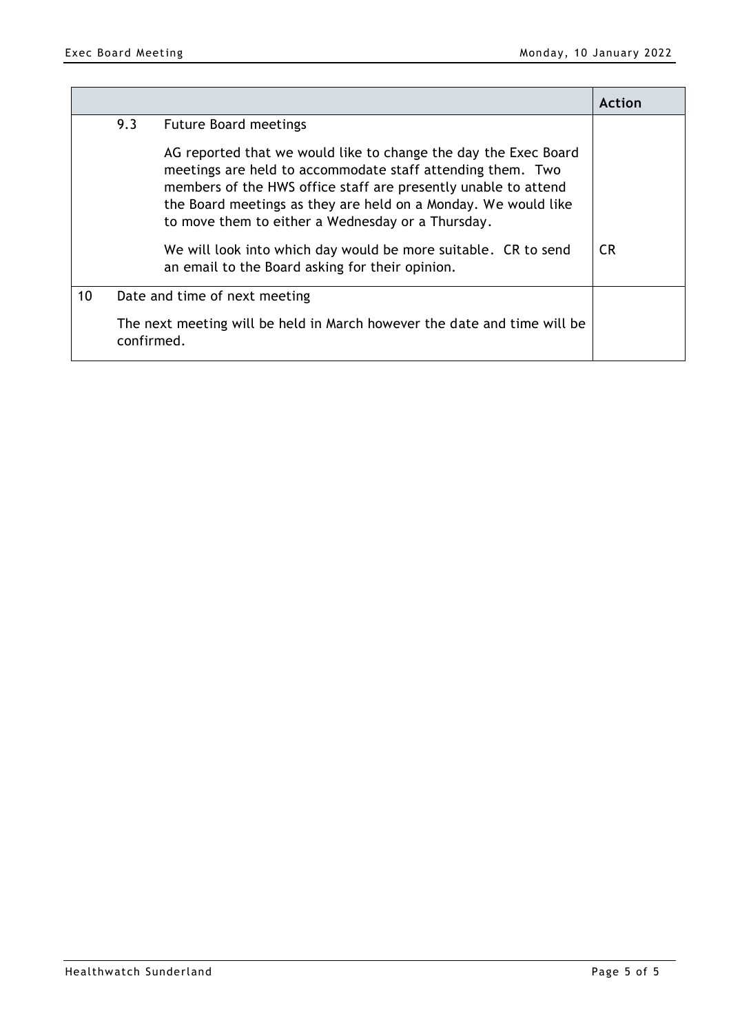| | | | Action |
|---|---|---|---|
| | 9.3 | Future Board meetings<br><br>AG reported that we would like to change the day the Exec Board meetings are held to accommodate staff attending them. Two members of the HWS office staff are presently unable to attend the Board meetings as they are held on a Monday. We would like to move them to either a Wednesday or a Thursday.<br><br>We will look into which day would be more suitable. CR to send an email to the Board asking for their opinion. | CR |
| 10 | Date and time of next meeting<br><br>The next meeting will be held in March however the date and time will be confirmed. | | |